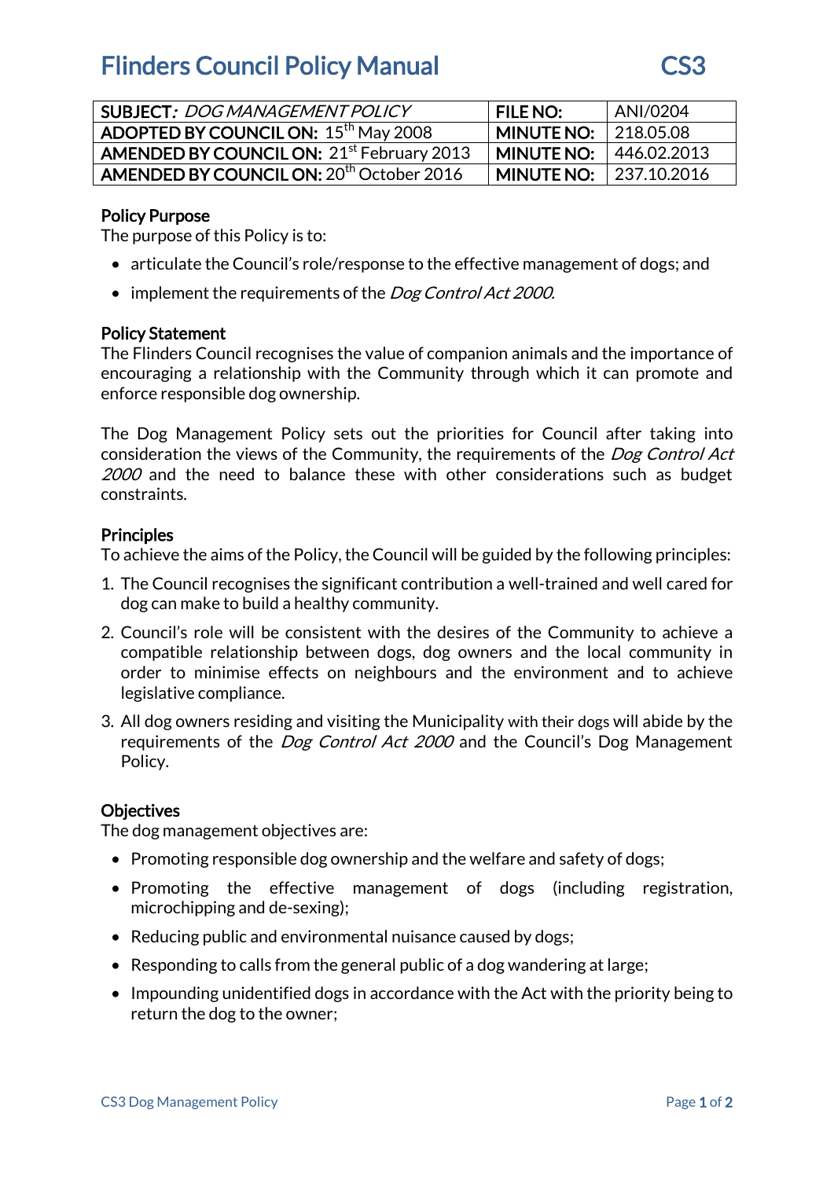# Flinders Council Policy Manual CS3

| **SUBJECT***: DOG MANAGEMENT POLICY* | **FILE NO:** | ANI/0204 |
|---|---|---|
| **ADOPTED BY COUNCIL ON:** 15th May 2008 | **MINUTE NO:** | 218.05.08 |
| **AMENDED BY COUNCIL ON:** 21st February 2013 | **MINUTE NO:** | 446.02.2013 |
| **AMENDED BY COUNCIL ON:** 20th October 2016 | **MINUTE NO:** | 237.10.2016 |

## Policy Purpose

The purpose of this Policy is to:

- articulate the Council's role/response to the effective management of dogs; and
- implement the requirements of the *Dog Control Act 2000.*

## Policy Statement

The Flinders Council recognises the value of companion animals and the importance of encouraging a relationship with the Community through which it can promote and enforce responsible dog ownership.

The Dog Management Policy sets out the priorities for Council after taking into consideration the views of the Community, the requirements of the *Dog Control Act 2000* and the need to balance these with other considerations such as budget constraints.

## Principles

To achieve the aims of the Policy, the Council will be guided by the following principles:

1. The Council recognises the significant contribution a well-trained and well cared for dog can make to build a healthy community.
2. Council's role will be consistent with the desires of the Community to achieve a compatible relationship between dogs, dog owners and the local community in order to minimise effects on neighbours and the environment and to achieve legislative compliance.
3. All dog owners residing and visiting the Municipality with their dogs will abide by the requirements of the *Dog Control Act 2000* and the Council's Dog Management Policy.

## Objectives

The dog management objectives are:

- Promoting responsible dog ownership and the welfare and safety of dogs;
- Promoting the effective management of dogs (including registration, microchipping and de-sexing);
- Reducing public and environmental nuisance caused by dogs;
- Responding to calls from the general public of a dog wandering at large;
- Impounding unidentified dogs in accordance with the Act with the priority being to return the dog to the owner;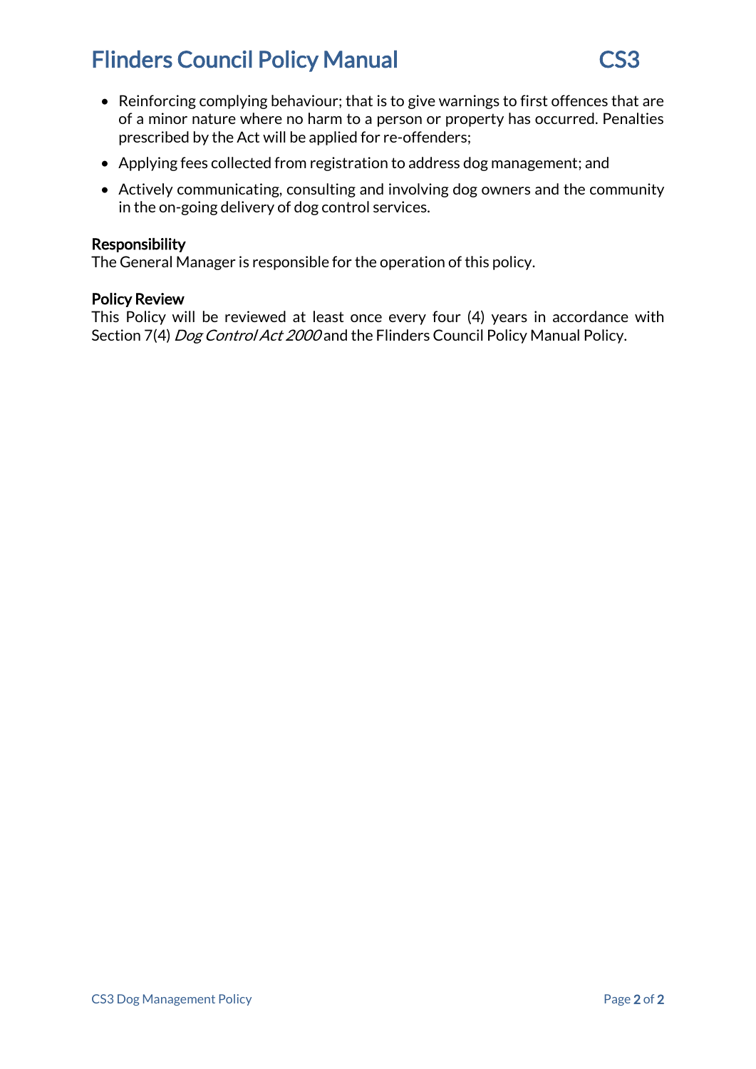- Reinforcing complying behaviour; that is to give warnings to first offences that are of a minor nature where no harm to a person or property has occurred. Penalties prescribed by the Act will be applied for re-offenders;
- Applying fees collected from registration to address dog management; and
- Actively communicating, consulting and involving dog owners and the community in the on-going delivery of dog control services.

**Responsibility**

The General Manager is responsible for the operation of this policy.

**Policy Review**

This Policy will be reviewed at least once every four (4) years in accordance with Section 7(4) *Dog Control Act 2000* and the Flinders Council Policy Manual Policy.